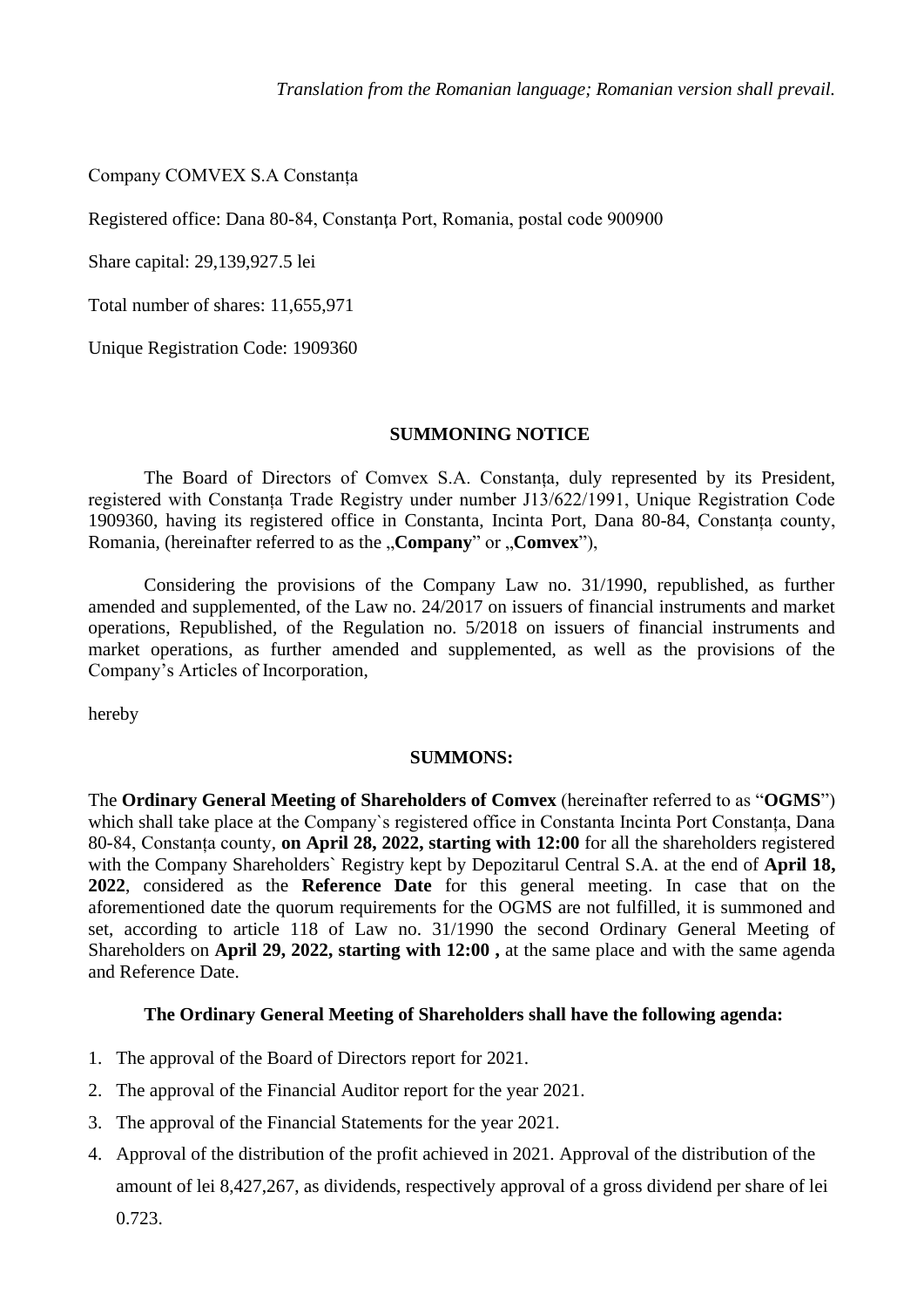*Translation from the Romanian language; Romanian version shall prevail.*

Company COMVEX S.A Constanța

Registered office: Dana 80-84, Constanţa Port, Romania, postal code 900900

Share capital: 29,139,927.5 lei

Total number of shares: 11,655,971

Unique Registration Code: 1909360

## SUMMONING NOTICE

The Board of Directors of Comvex S.A. Constanța, duly represented by its President, registered with Constanța Trade Registry under number J13/622/1991, Unique Registration Code 1909360, having its registered office in Constanta, Incinta Port, Dana 80-84, Constanța county, Romania, (hereinafter referred to as the „**Company**" or „**Comvex**"),

Considering the provisions of the Company Law no. 31/1990, republished, as further amended and supplemented, of the Law no. 24/2017 on issuers of financial instruments and market operations, Republished, of the Regulation no. 5/2018 on issuers of financial instruments and market operations, as further amended and supplemented, as well as the provisions of the Company's Articles of Incorporation,

hereby

## SUMMONS:

The **Ordinary General Meeting of Shareholders of Comvex** (hereinafter referred to as "**OGMS**") which shall take place at the Company`s registered office in Constanta Incinta Port Constanța, Dana 80-84, Constanța county, **on April 28, 2022, starting with 12:00** for all the shareholders registered with the Company Shareholders` Registry kept by Depozitarul Central S.A. at the end of **April 18, 2022**, considered as the **Reference Date** for this general meeting. In case that on the aforementioned date the quorum requirements for the OGMS are not fulfilled, it is summoned and set, according to article 118 of Law no. 31/1990 the second Ordinary General Meeting of Shareholders on **April 29, 2022, starting with 12:00 ,** at the same place and with the same agenda and Reference Date.

### The Ordinary General Meeting of Shareholders shall have the following agenda:

1. The approval of the Board of Directors report for 2021.
2. The approval of the Financial Auditor report for the year 2021.
3. The approval of the Financial Statements for the year 2021.
4. Approval of the distribution of the profit achieved in 2021. Approval of the distribution of the amount of lei 8,427,267, as dividends, respectively approval of a gross dividend per share of lei 0.723.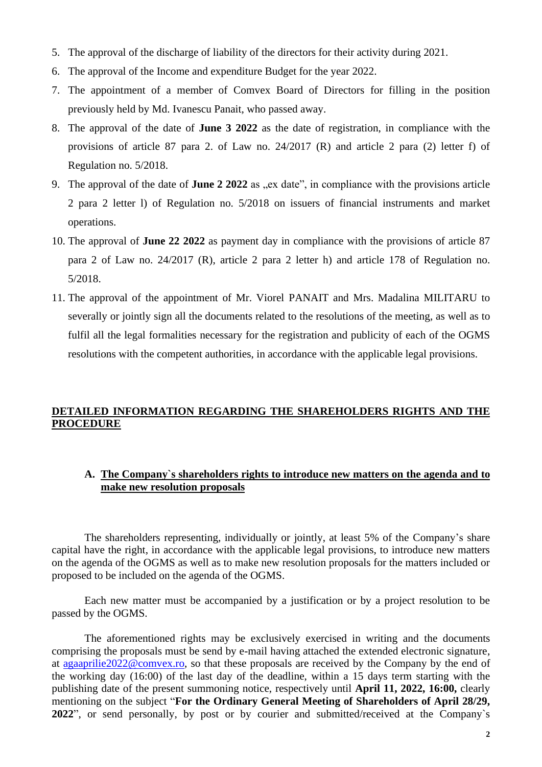5. The approval of the discharge of liability of the directors for their activity during 2021.
6. The approval of the Income and expenditure Budget for the year 2022.
7. The appointment of a member of Comvex Board of Directors for filling in the position previously held by Md. Ivanescu Panait, who passed away.
8. The approval of the date of **June 3 2022** as the date of registration, in compliance with the provisions of article 87 para 2. of Law no. 24/2017 (R) and article 2 para (2) letter f) of Regulation no. 5/2018.
9. The approval of the date of **June 2 2022** as „ex date", in compliance with the provisions article 2 para 2 letter l) of Regulation no. 5/2018 on issuers of financial instruments and market operations.
10. The approval of **June 22 2022** as payment day in compliance with the provisions of article 87 para 2 of Law no. 24/2017 (R), article 2 para 2 letter h) and article 178 of Regulation no. 5/2018.
11. The approval of the appointment of Mr. Viorel PANAIT and Mrs. Madalina MILITARU to severally or jointly sign all the documents related to the resolutions of the meeting, as well as to fulfil all the legal formalities necessary for the registration and publicity of each of the OGMS resolutions with the competent authorities, in accordance with the applicable legal provisions.

## DETAILED INFORMATION REGARDING THE SHAREHOLDERS RIGHTS AND THE PROCEDURE

### A. The Company`s shareholders rights to introduce new matters on the agenda and to make new resolution proposals

The shareholders representing, individually or jointly, at least 5% of the Company's share capital have the right, in accordance with the applicable legal provisions, to introduce new matters on the agenda of the OGMS as well as to make new resolution proposals for the matters included or proposed to be included on the agenda of the OGMS.

Each new matter must be accompanied by a justification or by a project resolution to be passed by the OGMS.

The aforementioned rights may be exclusively exercised in writing and the documents comprising the proposals must be send by e-mail having attached the extended electronic signature, at agaaprilie2022@comvex.ro, so that these proposals are received by the Company by the end of the working day (16:00) of the last day of the deadline, within a 15 days term starting with the publishing date of the present summoning notice, respectively until **April 11, 2022, 16:00,** clearly mentioning on the subject "**For the Ordinary General Meeting of Shareholders of April 28/29, 2022**", or send personally, by post or by courier and submitted/received at the Company`s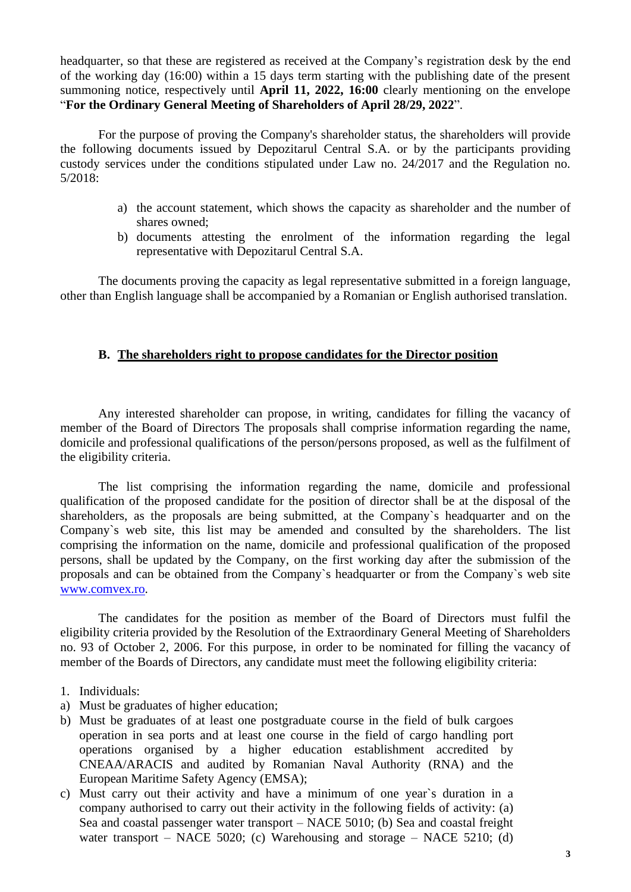headquarter, so that these are registered as received at the Company's registration desk by the end of the working day (16:00) within a 15 days term starting with the publishing date of the present summoning notice, respectively until **April 11, 2022, 16:00** clearly mentioning on the envelope "**For the Ordinary General Meeting of Shareholders of April 28/29, 2022**".

For the purpose of proving the Company's shareholder status, the shareholders will provide the following documents issued by Depozitarul Central S.A. or by the participants providing custody services under the conditions stipulated under Law no. 24/2017 and the Regulation no. 5/2018:

a) the account statement, which shows the capacity as shareholder and the number of shares owned;
b) documents attesting the enrolment of the information regarding the legal representative with Depozitarul Central S.A.

The documents proving the capacity as legal representative submitted in a foreign language, other than English language shall be accompanied by a Romanian or English authorised translation.

## B. The shareholders right to propose candidates for the Director position

Any interested shareholder can propose, in writing, candidates for filling the vacancy of member of the Board of Directors The proposals shall comprise information regarding the name, domicile and professional qualifications of the person/persons proposed, as well as the fulfilment of the eligibility criteria.

The list comprising the information regarding the name, domicile and professional qualification of the proposed candidate for the position of director shall be at the disposal of the shareholders, as the proposals are being submitted, at the Company`s headquarter and on the Company`s web site, this list may be amended and consulted by the shareholders. The list comprising the information on the name, domicile and professional qualification of the proposed persons, shall be updated by the Company, on the first working day after the submission of the proposals and can be obtained from the Company`s headquarter or from the Company`s web site www.comvex.ro.

The candidates for the position as member of the Board of Directors must fulfil the eligibility criteria provided by the Resolution of the Extraordinary General Meeting of Shareholders no. 93 of October 2, 2006. For this purpose, in order to be nominated for filling the vacancy of member of the Boards of Directors, any candidate must meet the following eligibility criteria:

1. Individuals:

a) Must be graduates of higher education;
b) Must be graduates of at least one postgraduate course in the field of bulk cargoes operation in sea ports and at least one course in the field of cargo handling port operations organised by a higher education establishment accredited by CNEAA/ARACIS and audited by Romanian Naval Authority (RNA) and the European Maritime Safety Agency (EMSA);
c) Must carry out their activity and have a minimum of one year`s duration in a company authorised to carry out their activity in the following fields of activity: (a) Sea and coastal passenger water transport – NACE 5010; (b) Sea and coastal freight water transport – NACE 5020; (c) Warehousing and storage – NACE 5210; (d)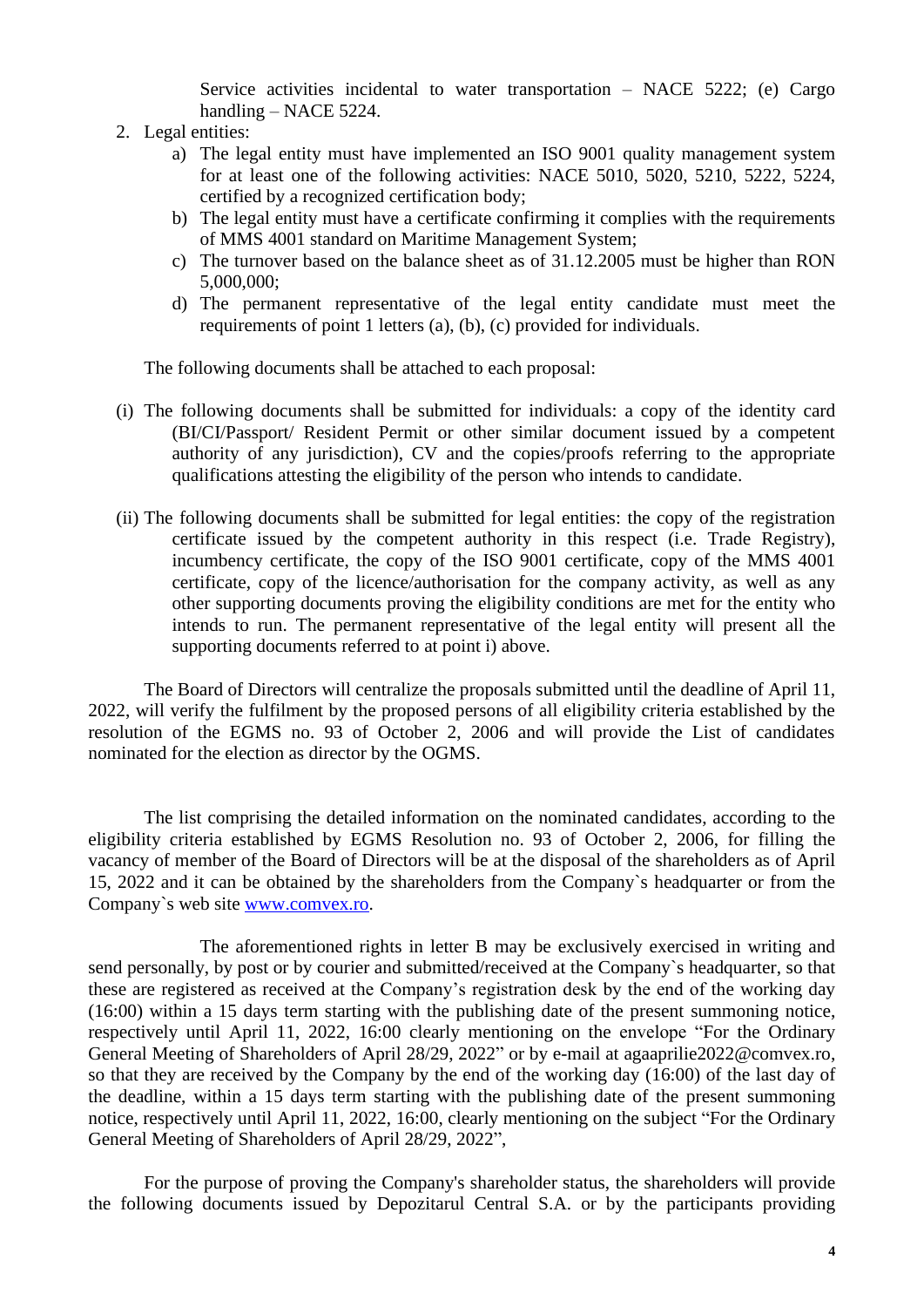Service activities incidental to water transportation – NACE 5222; (e) Cargo handling – NACE 5224.

2. Legal entities:
   a) The legal entity must have implemented an ISO 9001 quality management system for at least one of the following activities: NACE 5010, 5020, 5210, 5222, 5224, certified by a recognized certification body;
   b) The legal entity must have a certificate confirming it complies with the requirements of MMS 4001 standard on Maritime Management System;
   c) The turnover based on the balance sheet as of 31.12.2005 must be higher than RON 5,000,000;
   d) The permanent representative of the legal entity candidate must meet the requirements of point 1 letters (a), (b), (c) provided for individuals.

The following documents shall be attached to each proposal:

(i) The following documents shall be submitted for individuals: a copy of the identity card (BI/CI/Passport/ Resident Permit or other similar document issued by a competent authority of any jurisdiction), CV and the copies/proofs referring to the appropriate qualifications attesting the eligibility of the person who intends to candidate.

(ii) The following documents shall be submitted for legal entities: the copy of the registration certificate issued by the competent authority in this respect (i.e. Trade Registry), incumbency certificate, the copy of the ISO 9001 certificate, copy of the MMS 4001 certificate, copy of the licence/authorisation for the company activity, as well as any other supporting documents proving the eligibility conditions are met for the entity who intends to run. The permanent representative of the legal entity will present all the supporting documents referred to at point i) above.

The Board of Directors will centralize the proposals submitted until the deadline of April 11, 2022, will verify the fulfilment by the proposed persons of all eligibility criteria established by the resolution of the EGMS no. 93 of October 2, 2006 and will provide the List of candidates nominated for the election as director by the OGMS.

The list comprising the detailed information on the nominated candidates, according to the eligibility criteria established by EGMS Resolution no. 93 of October 2, 2006, for filling the vacancy of member of the Board of Directors will be at the disposal of the shareholders as of April 15, 2022 and it can be obtained by the shareholders from the Company`s headquarter or from the Company`s web site www.comvex.ro.

The aforementioned rights in letter B may be exclusively exercised in writing and send personally, by post or by courier and submitted/received at the Company`s headquarter, so that these are registered as received at the Company's registration desk by the end of the working day (16:00) within a 15 days term starting with the publishing date of the present summoning notice, respectively until April 11, 2022, 16:00 clearly mentioning on the envelope "For the Ordinary General Meeting of Shareholders of April 28/29, 2022" or by e-mail at agaaprilie2022@comvex.ro, so that they are received by the Company by the end of the working day (16:00) of the last day of the deadline, within a 15 days term starting with the publishing date of the present summoning notice, respectively until April 11, 2022, 16:00, clearly mentioning on the subject "For the Ordinary General Meeting of Shareholders of April 28/29, 2022",

For the purpose of proving the Company's shareholder status, the shareholders will provide the following documents issued by Depozitarul Central S.A. or by the participants providing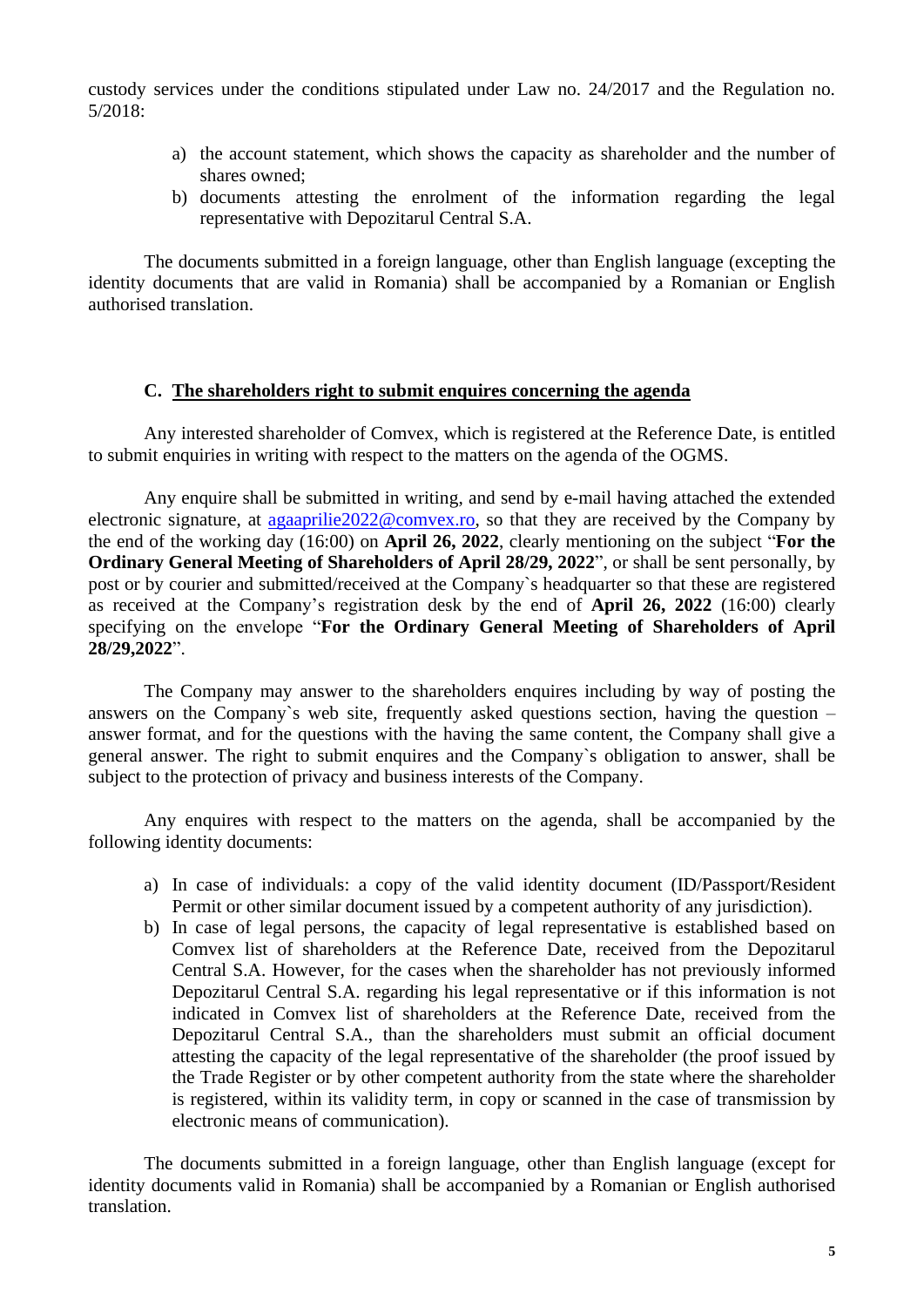custody services under the conditions stipulated under Law no. 24/2017 and the Regulation no. 5/2018:

a) the account statement, which shows the capacity as shareholder and the number of shares owned;
b) documents attesting the enrolment of the information regarding the legal representative with Depozitarul Central S.A.

The documents submitted in a foreign language, other than English language (excepting the identity documents that are valid in Romania) shall be accompanied by a Romanian or English authorised translation.

### C. The shareholders right to submit enquires concerning the agenda

Any interested shareholder of Comvex, which is registered at the Reference Date, is entitled to submit enquiries in writing with respect to the matters on the agenda of the OGMS.

Any enquire shall be submitted in writing, and send by e-mail having attached the extended electronic signature, at agaaprilie2022@comvex.ro, so that they are received by the Company by the end of the working day (16:00) on **April 26, 2022**, clearly mentioning on the subject "**For the Ordinary General Meeting of Shareholders of April 28/29, 2022**", or shall be sent personally, by post or by courier and submitted/received at the Company`s headquarter so that these are registered as received at the Company's registration desk by the end of **April 26, 2022** (16:00) clearly specifying on the envelope "**For the Ordinary General Meeting of Shareholders of April 28/29,2022**".

The Company may answer to the shareholders enquires including by way of posting the answers on the Company`s web site, frequently asked questions section, having the question – answer format, and for the questions with the having the same content, the Company shall give a general answer. The right to submit enquires and the Company`s obligation to answer, shall be subject to the protection of privacy and business interests of the Company.

Any enquires with respect to the matters on the agenda, shall be accompanied by the following identity documents:

a) In case of individuals: a copy of the valid identity document (ID/Passport/Resident Permit or other similar document issued by a competent authority of any jurisdiction).
b) In case of legal persons, the capacity of legal representative is established based on Comvex list of shareholders at the Reference Date, received from the Depozitarul Central S.A. However, for the cases when the shareholder has not previously informed Depozitarul Central S.A. regarding his legal representative or if this information is not indicated in Comvex list of shareholders at the Reference Date, received from the Depozitarul Central S.A., than the shareholders must submit an official document attesting the capacity of the legal representative of the shareholder (the proof issued by the Trade Register or by other competent authority from the state where the shareholder is registered, within its validity term, in copy or scanned in the case of transmission by electronic means of communication).

The documents submitted in a foreign language, other than English language (except for identity documents valid in Romania) shall be accompanied by a Romanian or English authorised translation.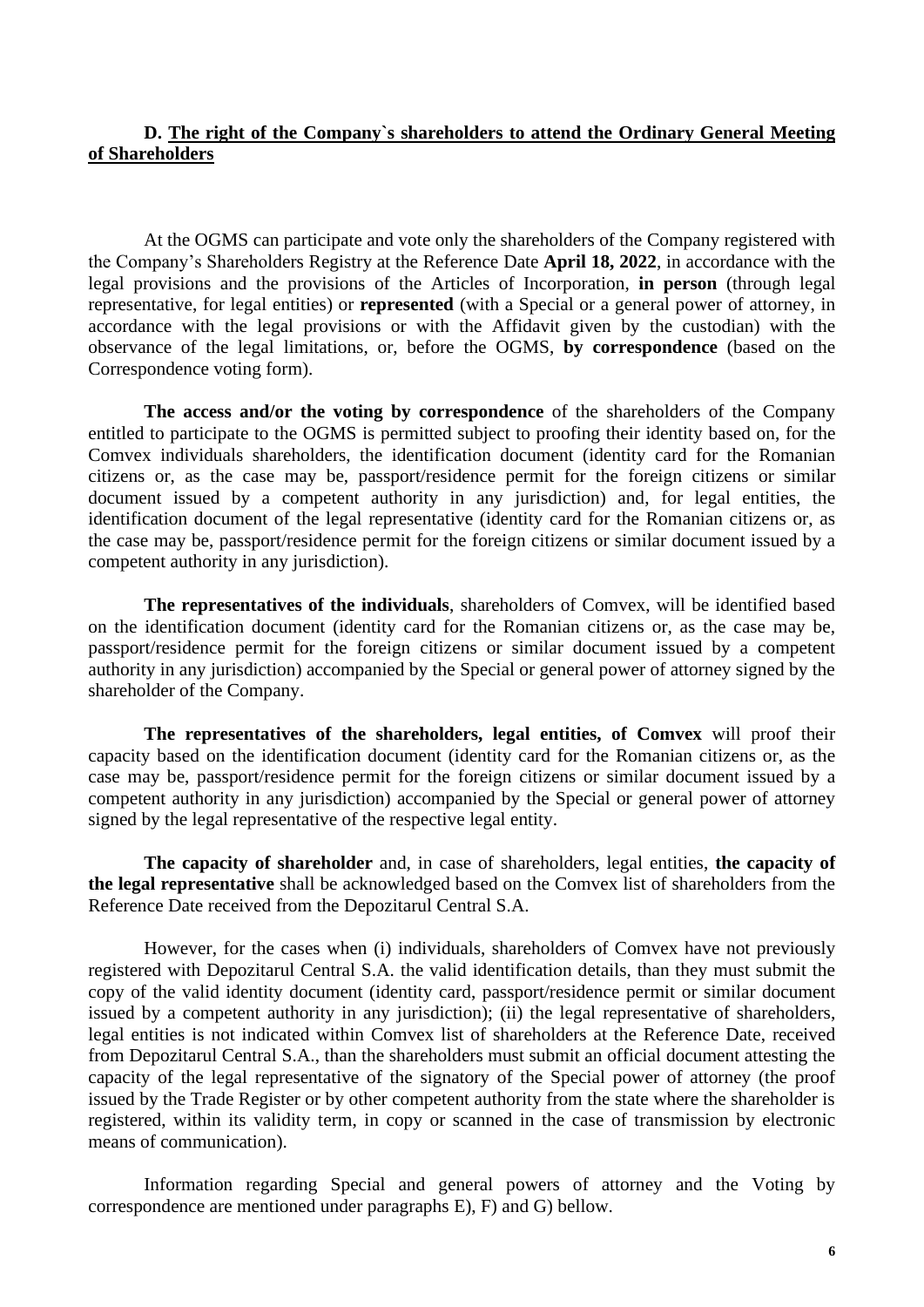**D. <u>The right of the Company`s shareholders to attend the Ordinary General Meeting of Shareholders</u>**

At the OGMS can participate and vote only the shareholders of the Company registered with the Company's Shareholders Registry at the Reference Date **April 18, 2022**, in accordance with the legal provisions and the provisions of the Articles of Incorporation, **in person** (through legal representative, for legal entities) or **represented** (with a Special or a general power of attorney, in accordance with the legal provisions or with the Affidavit given by the custodian) with the observance of the legal limitations, or, before the OGMS, **by correspondence** (based on the Correspondence voting form).

**The access and/or the voting by correspondence** of the shareholders of the Company entitled to participate to the OGMS is permitted subject to proofing their identity based on, for the Comvex individuals shareholders, the identification document (identity card for the Romanian citizens or, as the case may be, passport/residence permit for the foreign citizens or similar document issued by a competent authority in any jurisdiction) and, for legal entities, the identification document of the legal representative (identity card for the Romanian citizens or, as the case may be, passport/residence permit for the foreign citizens or similar document issued by a competent authority in any jurisdiction).

**The representatives of the individuals**, shareholders of Comvex, will be identified based on the identification document (identity card for the Romanian citizens or, as the case may be, passport/residence permit for the foreign citizens or similar document issued by a competent authority in any jurisdiction) accompanied by the Special or general power of attorney signed by the shareholder of the Company.

**The representatives of the shareholders, legal entities, of Comvex** will proof their capacity based on the identification document (identity card for the Romanian citizens or, as the case may be, passport/residence permit for the foreign citizens or similar document issued by a competent authority in any jurisdiction) accompanied by the Special or general power of attorney signed by the legal representative of the respective legal entity.

**The capacity of shareholder** and, in case of shareholders, legal entities, **the capacity of the legal representative** shall be acknowledged based on the Comvex list of shareholders from the Reference Date received from the Depozitarul Central S.A.

However, for the cases when (i) individuals, shareholders of Comvex have not previously registered with Depozitarul Central S.A. the valid identification details, than they must submit the copy of the valid identity document (identity card, passport/residence permit or similar document issued by a competent authority in any jurisdiction); (ii) the legal representative of shareholders, legal entities is not indicated within Comvex list of shareholders at the Reference Date, received from Depozitarul Central S.A., than the shareholders must submit an official document attesting the capacity of the legal representative of the signatory of the Special power of attorney (the proof issued by the Trade Register or by other competent authority from the state where the shareholder is registered, within its validity term, in copy or scanned in the case of transmission by electronic means of communication).

Information regarding Special and general powers of attorney and the Voting by correspondence are mentioned under paragraphs E), F) and G) bellow.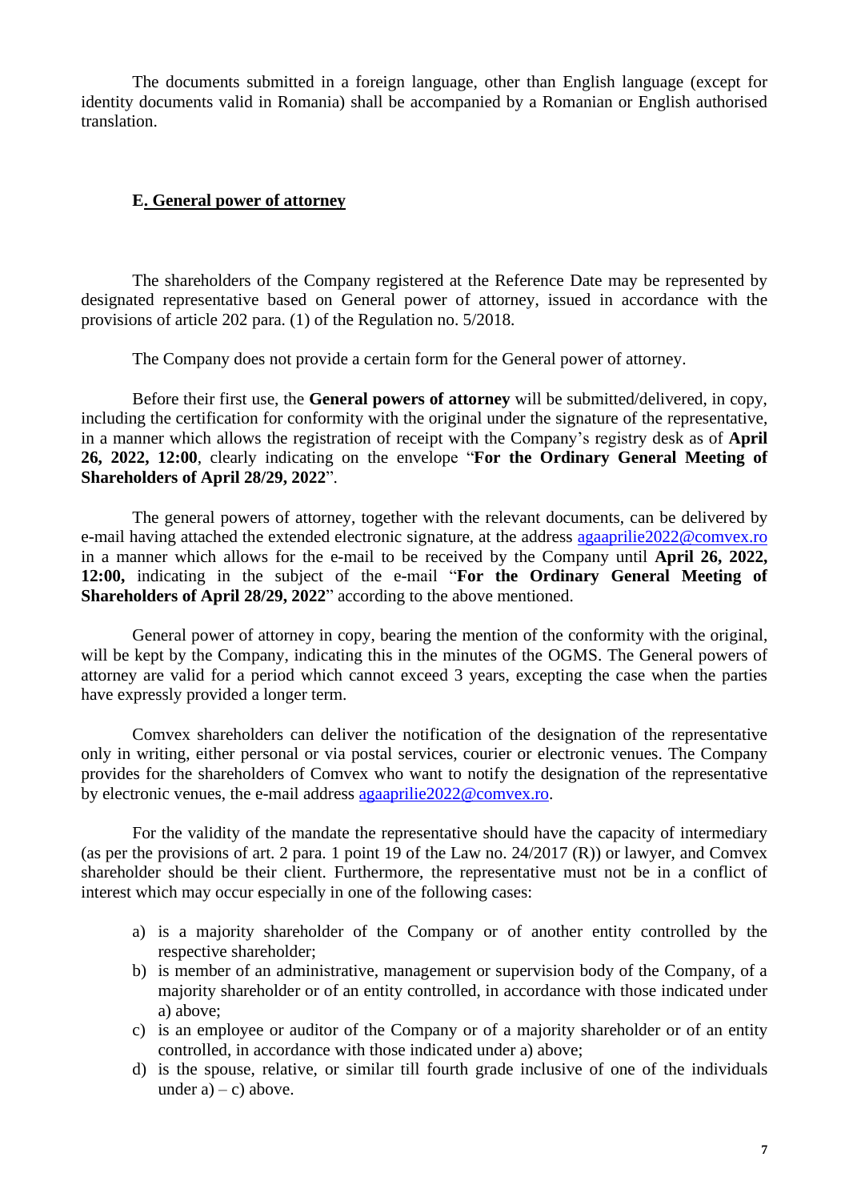The documents submitted in a foreign language, other than English language (except for identity documents valid in Romania) shall be accompanied by a Romanian or English authorised translation.

## E. General power of attorney

The shareholders of the Company registered at the Reference Date may be represented by designated representative based on General power of attorney, issued in accordance with the provisions of article 202 para. (1) of the Regulation no. 5/2018.

The Company does not provide a certain form for the General power of attorney.

Before their first use, the **General powers of attorney** will be submitted/delivered, in copy, including the certification for conformity with the original under the signature of the representative, in a manner which allows the registration of receipt with the Company's registry desk as of **April 26, 2022, 12:00**, clearly indicating on the envelope "**For the Ordinary General Meeting of Shareholders of April 28/29, 2022**".

The general powers of attorney, together with the relevant documents, can be delivered by e-mail having attached the extended electronic signature, at the address agaaprilie2022@comvex.ro in a manner which allows for the e-mail to be received by the Company until **April 26, 2022, 12:00,** indicating in the subject of the e-mail "**For the Ordinary General Meeting of Shareholders of April 28/29, 2022**" according to the above mentioned.

General power of attorney in copy, bearing the mention of the conformity with the original, will be kept by the Company, indicating this in the minutes of the OGMS. The General powers of attorney are valid for a period which cannot exceed 3 years, excepting the case when the parties have expressly provided a longer term.

Comvex shareholders can deliver the notification of the designation of the representative only in writing, either personal or via postal services, courier or electronic venues. The Company provides for the shareholders of Comvex who want to notify the designation of the representative by electronic venues, the e-mail address agaaprilie2022@comvex.ro.

For the validity of the mandate the representative should have the capacity of intermediary (as per the provisions of art. 2 para. 1 point 19 of the Law no. 24/2017 (R)) or lawyer, and Comvex shareholder should be their client. Furthermore, the representative must not be in a conflict of interest which may occur especially in one of the following cases:

a) is a majority shareholder of the Company or of another entity controlled by the respective shareholder;
b) is member of an administrative, management or supervision body of the Company, of a majority shareholder or of an entity controlled, in accordance with those indicated under a) above;
c) is an employee or auditor of the Company or of a majority shareholder or of an entity controlled, in accordance with those indicated under a) above;
d) is the spouse, relative, or similar till fourth grade inclusive of one of the individuals under a) – c) above.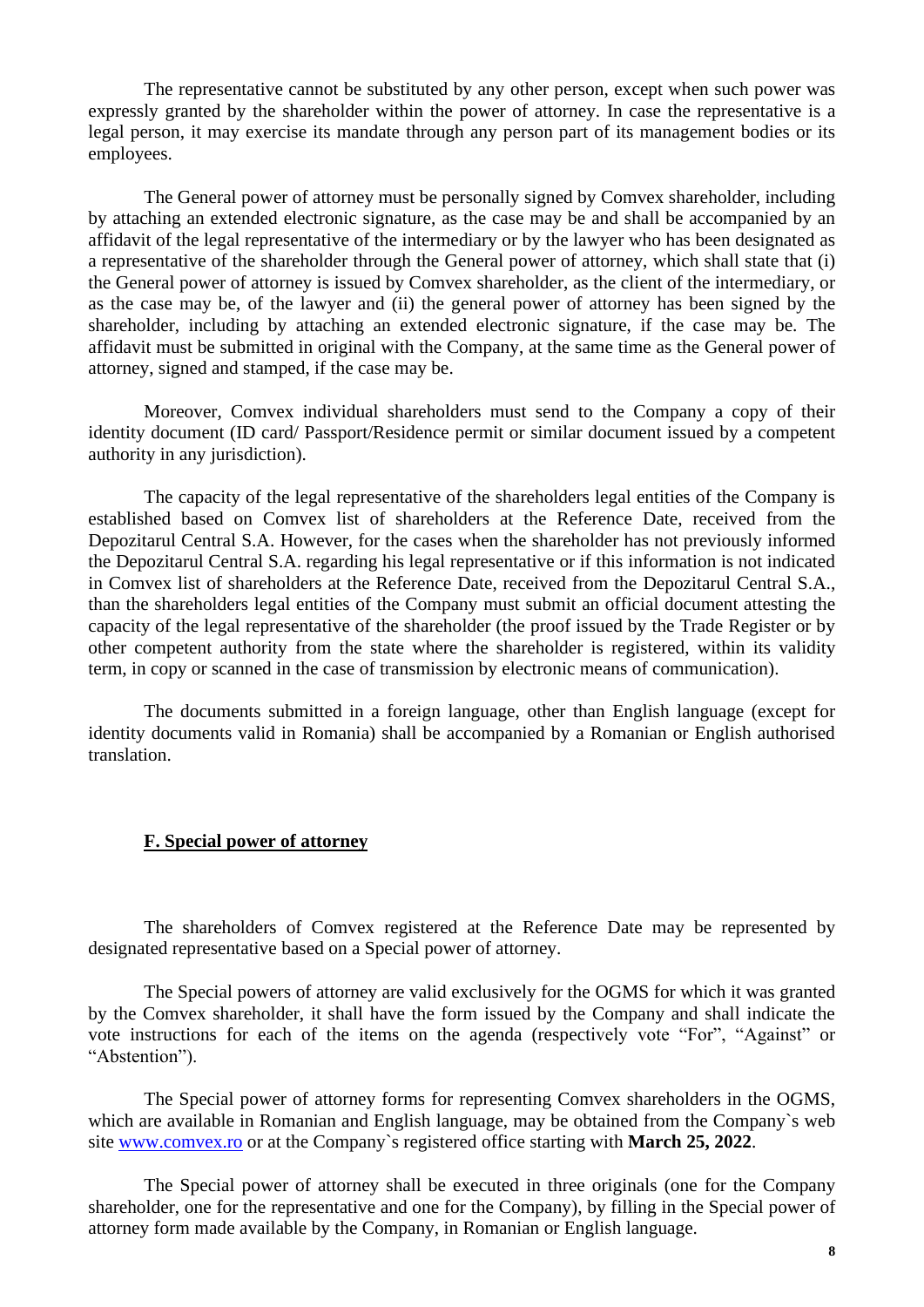The representative cannot be substituted by any other person, except when such power was expressly granted by the shareholder within the power of attorney. In case the representative is a legal person, it may exercise its mandate through any person part of its management bodies or its employees.

The General power of attorney must be personally signed by Comvex shareholder, including by attaching an extended electronic signature, as the case may be and shall be accompanied by an affidavit of the legal representative of the intermediary or by the lawyer who has been designated as a representative of the shareholder through the General power of attorney, which shall state that (i) the General power of attorney is issued by Comvex shareholder, as the client of the intermediary, or as the case may be, of the lawyer and (ii) the general power of attorney has been signed by the shareholder, including by attaching an extended electronic signature, if the case may be. The affidavit must be submitted in original with the Company, at the same time as the General power of attorney, signed and stamped, if the case may be.

Moreover, Comvex individual shareholders must send to the Company a copy of their identity document (ID card/ Passport/Residence permit or similar document issued by a competent authority in any jurisdiction).

The capacity of the legal representative of the shareholders legal entities of the Company is established based on Comvex list of shareholders at the Reference Date, received from the Depozitarul Central S.A. However, for the cases when the shareholder has not previously informed the Depozitarul Central S.A. regarding his legal representative or if this information is not indicated in Comvex list of shareholders at the Reference Date, received from the Depozitarul Central S.A., than the shareholders legal entities of the Company must submit an official document attesting the capacity of the legal representative of the shareholder (the proof issued by the Trade Register or by other competent authority from the state where the shareholder is registered, within its validity term, in copy or scanned in the case of transmission by electronic means of communication).

The documents submitted in a foreign language, other than English language (except for identity documents valid in Romania) shall be accompanied by a Romanian or English authorised translation.

## F. Special power of attorney

The shareholders of Comvex registered at the Reference Date may be represented by designated representative based on a Special power of attorney.

The Special powers of attorney are valid exclusively for the OGMS for which it was granted by the Comvex shareholder, it shall have the form issued by the Company and shall indicate the vote instructions for each of the items on the agenda (respectively vote "For", "Against" or "Abstention").

The Special power of attorney forms for representing Comvex shareholders in the OGMS, which are available in Romanian and English language, may be obtained from the Company`s web site www.comvex.ro or at the Company`s registered office starting with **March 25, 2022**.

The Special power of attorney shall be executed in three originals (one for the Company shareholder, one for the representative and one for the Company), by filling in the Special power of attorney form made available by the Company, in Romanian or English language.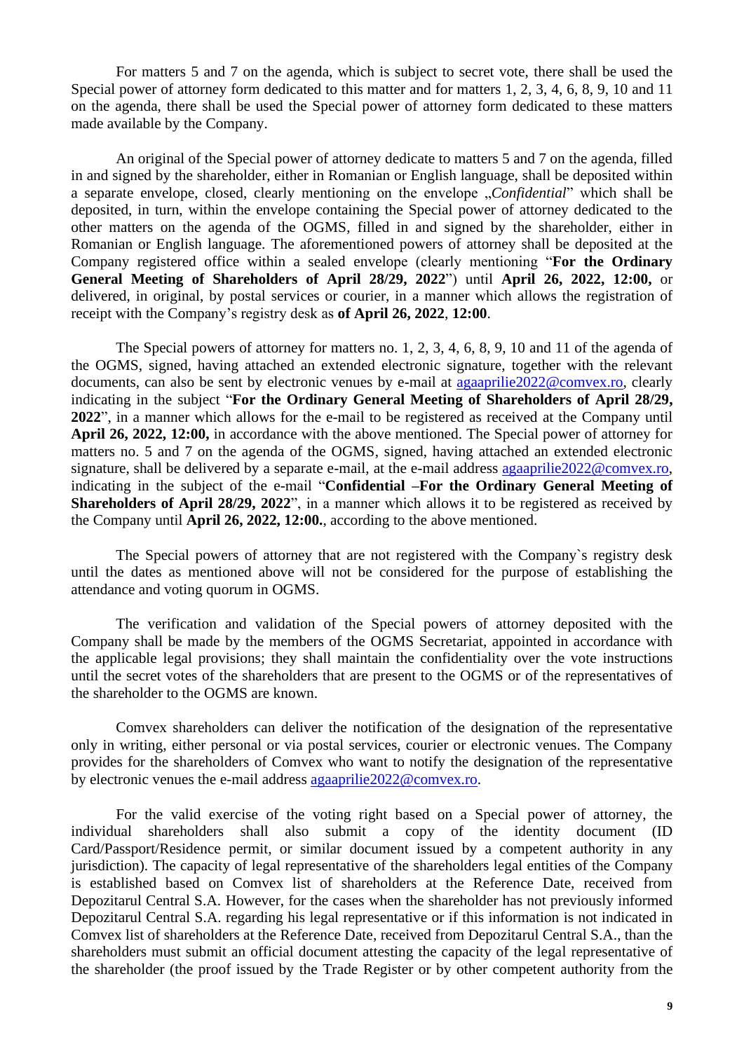For matters 5 and 7 on the agenda, which is subject to secret vote, there shall be used the Special power of attorney form dedicated to this matter and for matters 1, 2, 3, 4, 6, 8, 9, 10 and 11 on the agenda, there shall be used the Special power of attorney form dedicated to these matters made available by the Company.

An original of the Special power of attorney dedicate to matters 5 and 7 on the agenda, filled in and signed by the shareholder, either in Romanian or English language, shall be deposited within a separate envelope, closed, clearly mentioning on the envelope „*Confidential*" which shall be deposited, in turn, within the envelope containing the Special power of attorney dedicated to the other matters on the agenda of the OGMS, filled in and signed by the shareholder, either in Romanian or English language. The aforementioned powers of attorney shall be deposited at the Company registered office within a sealed envelope (clearly mentioning "**For the Ordinary General Meeting of Shareholders of April 28/29, 2022**") until **April 26, 2022, 12:00,** or delivered, in original, by postal services or courier, in a manner which allows the registration of receipt with the Company's registry desk as **of April 26, 2022**, **12:00**.

The Special powers of attorney for matters no. 1, 2, 3, 4, 6, 8, 9, 10 and 11 of the agenda of the OGMS, signed, having attached an extended electronic signature, together with the relevant documents, can also be sent by electronic venues by e-mail at agaaprilie2022@comvex.ro, clearly indicating in the subject "**For the Ordinary General Meeting of Shareholders of April 28/29, 2022**", in a manner which allows for the e-mail to be registered as received at the Company until **April 26, 2022, 12:00,** in accordance with the above mentioned. The Special power of attorney for matters no. 5 and 7 on the agenda of the OGMS, signed, having attached an extended electronic signature, shall be delivered by a separate e-mail, at the e-mail address agaaprilie2022@comvex.ro, indicating in the subject of the e-mail "**Confidential –For the Ordinary General Meeting of Shareholders of April 28/29, 2022**", in a manner which allows it to be registered as received by the Company until **April 26, 2022, 12:00.**, according to the above mentioned.

The Special powers of attorney that are not registered with the Company`s registry desk until the dates as mentioned above will not be considered for the purpose of establishing the attendance and voting quorum in OGMS.

The verification and validation of the Special powers of attorney deposited with the Company shall be made by the members of the OGMS Secretariat, appointed in accordance with the applicable legal provisions; they shall maintain the confidentiality over the vote instructions until the secret votes of the shareholders that are present to the OGMS or of the representatives of the shareholder to the OGMS are known.

Comvex shareholders can deliver the notification of the designation of the representative only in writing, either personal or via postal services, courier or electronic venues. The Company provides for the shareholders of Comvex who want to notify the designation of the representative by electronic venues the e-mail address agaaprilie2022@comvex.ro.

For the valid exercise of the voting right based on a Special power of attorney, the individual shareholders shall also submit a copy of the identity document (ID Card/Passport/Residence permit, or similar document issued by a competent authority in any jurisdiction). The capacity of legal representative of the shareholders legal entities of the Company is established based on Comvex list of shareholders at the Reference Date, received from Depozitarul Central S.A. However, for the cases when the shareholder has not previously informed Depozitarul Central S.A. regarding his legal representative or if this information is not indicated in Comvex list of shareholders at the Reference Date, received from Depozitarul Central S.A., than the shareholders must submit an official document attesting the capacity of the legal representative of the shareholder (the proof issued by the Trade Register or by other competent authority from the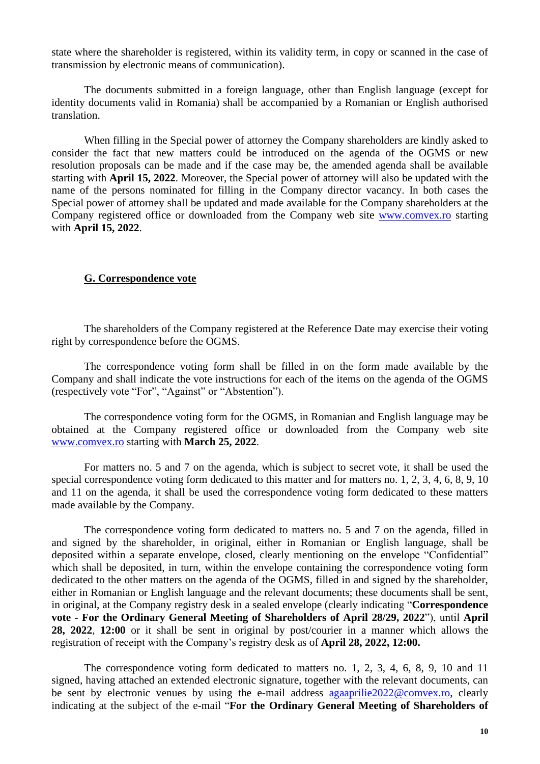state where the shareholder is registered, within its validity term, in copy or scanned in the case of transmission by electronic means of communication).

The documents submitted in a foreign language, other than English language (except for identity documents valid in Romania) shall be accompanied by a Romanian or English authorised translation.

When filling in the Special power of attorney the Company shareholders are kindly asked to consider the fact that new matters could be introduced on the agenda of the OGMS or new resolution proposals can be made and if the case may be, the amended agenda shall be available starting with **April 15, 2022**. Moreover, the Special power of attorney will also be updated with the name of the persons nominated for filling in the Company director vacancy. In both cases the Special power of attorney shall be updated and made available for the Company shareholders at the Company registered office or downloaded from the Company web site www.comvex.ro starting with **April 15, 2022**.

## G. Correspondence vote

The shareholders of the Company registered at the Reference Date may exercise their voting right by correspondence before the OGMS.

The correspondence voting form shall be filled in on the form made available by the Company and shall indicate the vote instructions for each of the items on the agenda of the OGMS (respectively vote "For", "Against" or "Abstention").

The correspondence voting form for the OGMS, in Romanian and English language may be obtained at the Company registered office or downloaded from the Company web site www.comvex.ro starting with **March 25, 2022**.

For matters no. 5 and 7 on the agenda, which is subject to secret vote, it shall be used the special correspondence voting form dedicated to this matter and for matters no. 1, 2, 3, 4, 6, 8, 9, 10 and 11 on the agenda, it shall be used the correspondence voting form dedicated to these matters made available by the Company.

The correspondence voting form dedicated to matters no. 5 and 7 on the agenda, filled in and signed by the shareholder, in original, either in Romanian or English language, shall be deposited within a separate envelope, closed, clearly mentioning on the envelope "Confidential" which shall be deposited, in turn, within the envelope containing the correspondence voting form dedicated to the other matters on the agenda of the OGMS, filled in and signed by the shareholder, either in Romanian or English language and the relevant documents; these documents shall be sent, in original, at the Company registry desk in a sealed envelope (clearly indicating "**Correspondence vote - For the Ordinary General Meeting of Shareholders of April 28/29, 2022**"), until **April 28, 2022**, **12:00** or it shall be sent in original by post/courier in a manner which allows the registration of receipt with the Company's registry desk as of **April 28, 2022, 12:00.**

The correspondence voting form dedicated to matters no. 1, 2, 3, 4, 6, 8, 9, 10 and 11 signed, having attached an extended electronic signature, together with the relevant documents, can be sent by electronic venues by using the e-mail address agaaprilie2022@comvex.ro, clearly indicating at the subject of the e-mail "**For the Ordinary General Meeting of Shareholders of**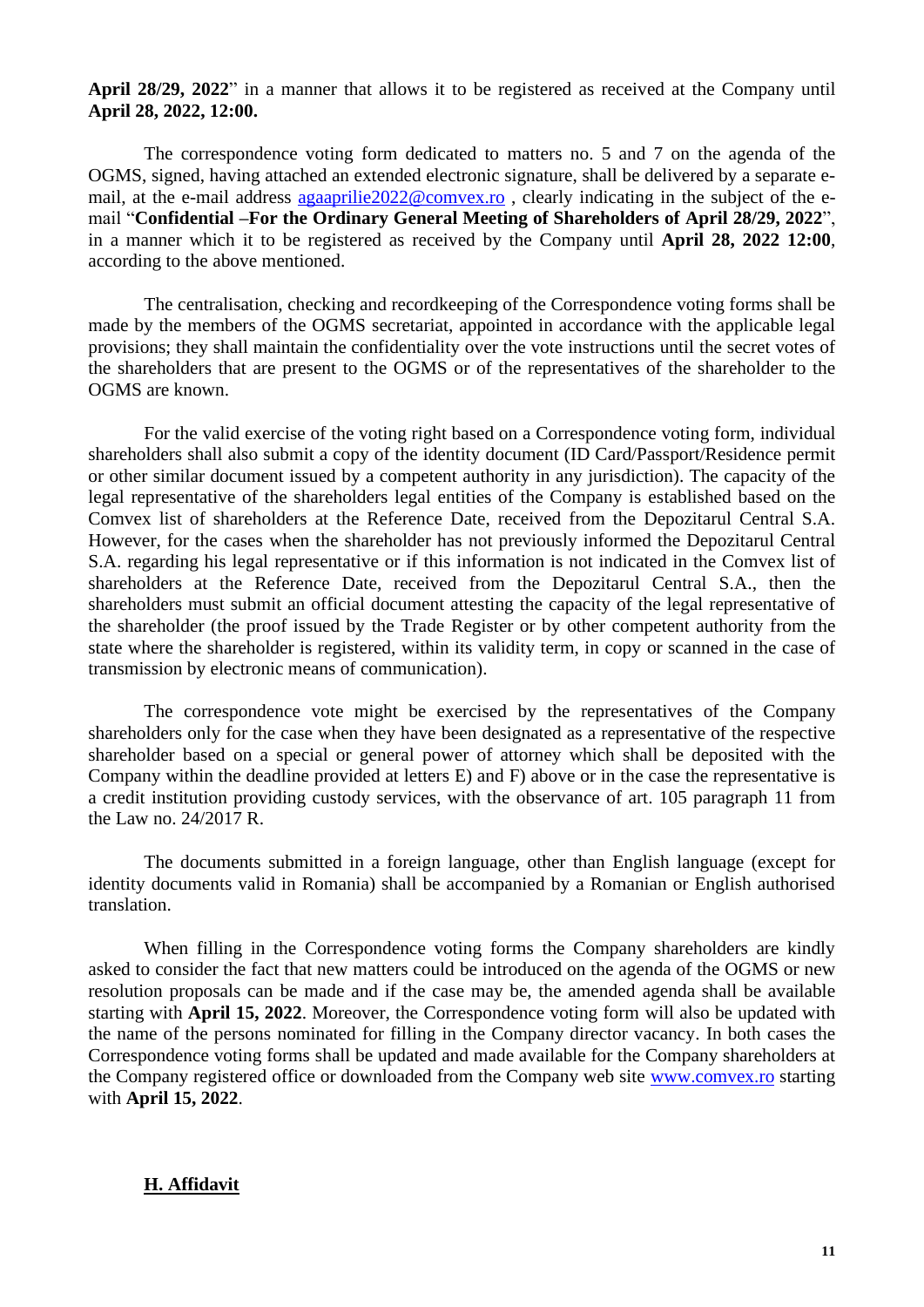**April 28/29, 2022**" in a manner that allows it to be registered as received at the Company until **April 28, 2022, 12:00.**

The correspondence voting form dedicated to matters no. 5 and 7 on the agenda of the OGMS, signed, having attached an extended electronic signature, shall be delivered by a separate e-mail, at the e-mail address agaaprilie2022@comvex.ro , clearly indicating in the subject of the e-mail "**Confidential –For the Ordinary General Meeting of Shareholders of April 28/29, 2022**", in a manner which it to be registered as received by the Company until **April 28, 2022 12:00**, according to the above mentioned.

The centralisation, checking and recordkeeping of the Correspondence voting forms shall be made by the members of the OGMS secretariat, appointed in accordance with the applicable legal provisions; they shall maintain the confidentiality over the vote instructions until the secret votes of the shareholders that are present to the OGMS or of the representatives of the shareholder to the OGMS are known.

For the valid exercise of the voting right based on a Correspondence voting form, individual shareholders shall also submit a copy of the identity document (ID Card/Passport/Residence permit or other similar document issued by a competent authority in any jurisdiction). The capacity of the legal representative of the shareholders legal entities of the Company is established based on the Comvex list of shareholders at the Reference Date, received from the Depozitarul Central S.A. However, for the cases when the shareholder has not previously informed the Depozitarul Central S.A. regarding his legal representative or if this information is not indicated in the Comvex list of shareholders at the Reference Date, received from the Depozitarul Central S.A., then the shareholders must submit an official document attesting the capacity of the legal representative of the shareholder (the proof issued by the Trade Register or by other competent authority from the state where the shareholder is registered, within its validity term, in copy or scanned in the case of transmission by electronic means of communication).

The correspondence vote might be exercised by the representatives of the Company shareholders only for the case when they have been designated as a representative of the respective shareholder based on a special or general power of attorney which shall be deposited with the Company within the deadline provided at letters E) and F) above or in the case the representative is a credit institution providing custody services, with the observance of art. 105 paragraph 11 from the Law no. 24/2017 R.

The documents submitted in a foreign language, other than English language (except for identity documents valid in Romania) shall be accompanied by a Romanian or English authorised translation.

When filling in the Correspondence voting forms the Company shareholders are kindly asked to consider the fact that new matters could be introduced on the agenda of the OGMS or new resolution proposals can be made and if the case may be, the amended agenda shall be available starting with **April 15, 2022**. Moreover, the Correspondence voting form will also be updated with the name of the persons nominated for filling in the Company director vacancy. In both cases the Correspondence voting forms shall be updated and made available for the Company shareholders at the Company registered office or downloaded from the Company web site www.comvex.ro starting with **April 15, 2022**.

## H. Affidavit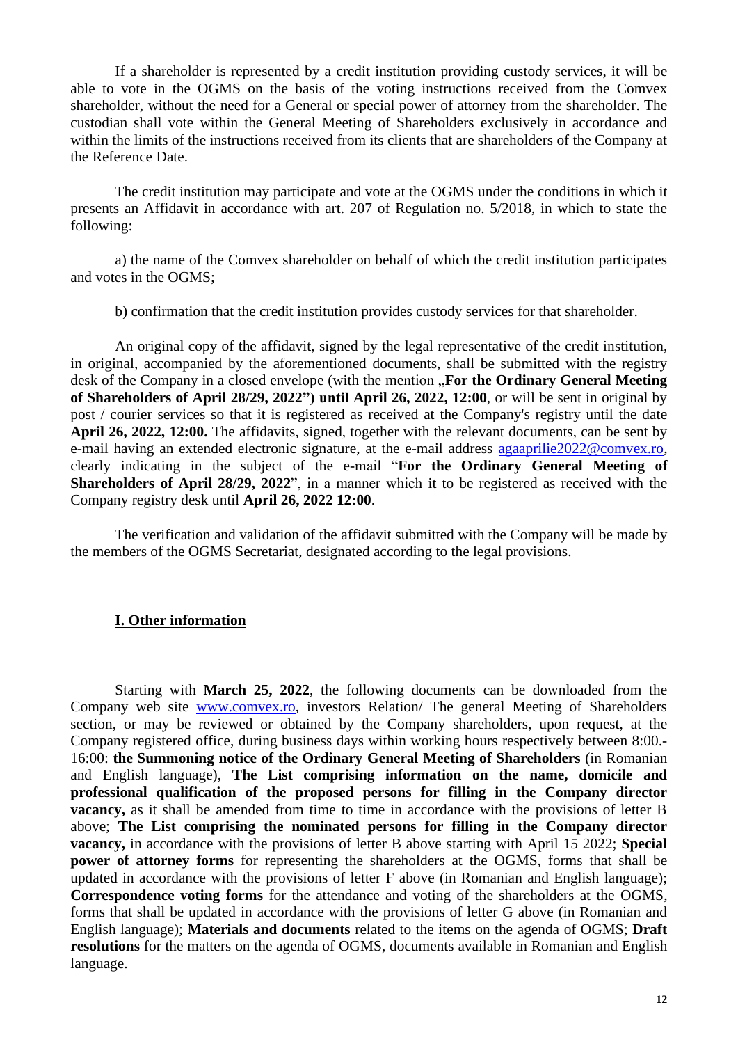If a shareholder is represented by a credit institution providing custody services, it will be able to vote in the OGMS on the basis of the voting instructions received from the Comvex shareholder, without the need for a General or special power of attorney from the shareholder. The custodian shall vote within the General Meeting of Shareholders exclusively in accordance and within the limits of the instructions received from its clients that are shareholders of the Company at the Reference Date.

The credit institution may participate and vote at the OGMS under the conditions in which it presents an Affidavit in accordance with art. 207 of Regulation no. 5/2018, in which to state the following:

a) the name of the Comvex shareholder on behalf of which the credit institution participates and votes in the OGMS;

b) confirmation that the credit institution provides custody services for that shareholder.

An original copy of the affidavit, signed by the legal representative of the credit institution, in original, accompanied by the aforementioned documents, shall be submitted with the registry desk of the Company in a closed envelope (with the mention „**For the Ordinary General Meeting of Shareholders of April 28/29, 2022") until April 26, 2022, 12:00**, or will be sent in original by post / courier services so that it is registered as received at the Company's registry until the date **April 26, 2022, 12:00.** The affidavits, signed, together with the relevant documents, can be sent by e-mail having an extended electronic signature, at the e-mail address agaaprilie2022@comvex.ro, clearly indicating in the subject of the e-mail "**For the Ordinary General Meeting of Shareholders of April 28/29, 2022**", in a manner which it to be registered as received with the Company registry desk until **April 26, 2022 12:00**.

The verification and validation of the affidavit submitted with the Company will be made by the members of the OGMS Secretariat, designated according to the legal provisions.

## I. Other information

Starting with **March 25, 2022**, the following documents can be downloaded from the Company web site www.comvex.ro, investors Relation/ The general Meeting of Shareholders section, or may be reviewed or obtained by the Company shareholders, upon request, at the Company registered office, during business days within working hours respectively between 8:00.-16:00: **the Summoning notice of the Ordinary General Meeting of Shareholders** (in Romanian and English language), **The List comprising information on the name, domicile and professional qualification of the proposed persons for filling in the Company director vacancy,** as it shall be amended from time to time in accordance with the provisions of letter B above; **The List comprising the nominated persons for filling in the Company director vacancy,** in accordance with the provisions of letter B above starting with April 15 2022; **Special power of attorney forms** for representing the shareholders at the OGMS, forms that shall be updated in accordance with the provisions of letter F above (in Romanian and English language); **Correspondence voting forms** for the attendance and voting of the shareholders at the OGMS, forms that shall be updated in accordance with the provisions of letter G above (in Romanian and English language); **Materials and documents** related to the items on the agenda of OGMS; **Draft resolutions** for the matters on the agenda of OGMS, documents available in Romanian and English language.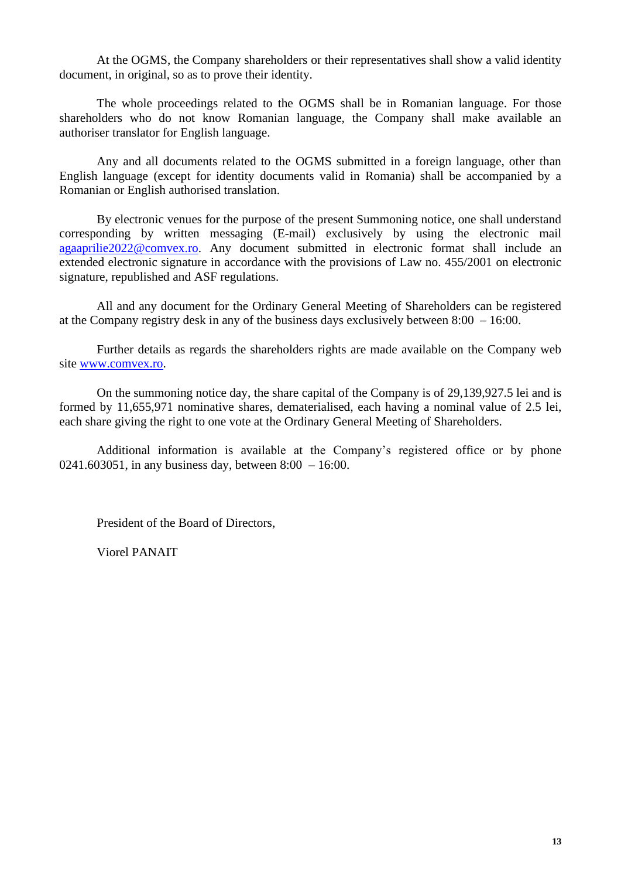At the OGMS, the Company shareholders or their representatives shall show a valid identity document, in original, so as to prove their identity.

The whole proceedings related to the OGMS shall be in Romanian language. For those shareholders who do not know Romanian language, the Company shall make available an authoriser translator for English language.

Any and all documents related to the OGMS submitted in a foreign language, other than English language (except for identity documents valid in Romania) shall be accompanied by a Romanian or English authorised translation.

By electronic venues for the purpose of the present Summoning notice, one shall understand corresponding by written messaging (E-mail) exclusively by using the electronic mail agaaprilie2022@comvex.ro. Any document submitted in electronic format shall include an extended electronic signature in accordance with the provisions of Law no. 455/2001 on electronic signature, republished and ASF regulations.

All and any document for the Ordinary General Meeting of Shareholders can be registered at the Company registry desk in any of the business days exclusively between 8:00 – 16:00.

Further details as regards the shareholders rights are made available on the Company web site www.comvex.ro.

On the summoning notice day, the share capital of the Company is of 29,139,927.5 lei and is formed by 11,655,971 nominative shares, dematerialised, each having a nominal value of 2.5 lei, each share giving the right to one vote at the Ordinary General Meeting of Shareholders.

Additional information is available at the Company's registered office or by phone 0241.603051, in any business day, between 8:00 – 16:00.

President of the Board of Directors,

Viorel PANAIT